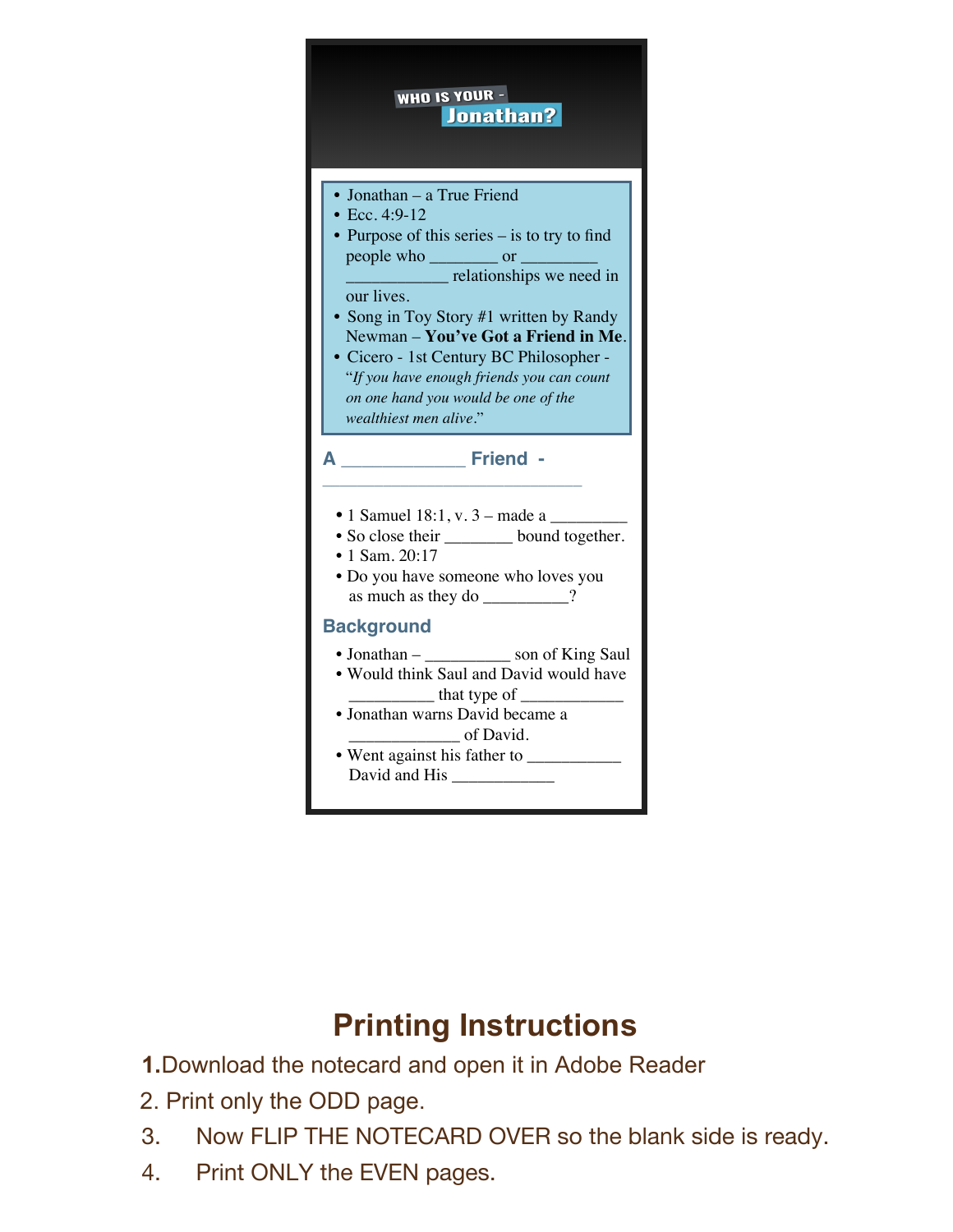# WHO IS YOUR - Jonathan?

- Jonathan – a True Friend
- Ecc. 4:9-12
- Purpose of this series – is to try to find people who ________ or _________ ____________ relationships we need in our lives.
- Song in Toy Story #1 written by Randy Newman – **You've Got a Friend in Me**.
- Cicero - 1st Century BC Philosopher - "*If you have enough friends you can count on one hand you would be one of the wealthiest men alive*."

## A _____________ Friend - ____________________________

- 1 Samuel 18:1, v. 3 – made a _________
- So close their ________ bound together.
- 1 Sam. 20:17
- Do you have someone who loves you as much as they do __________?

## Background

- Jonathan – __________ son of King Saul
- Would think Saul and David would have __________ that type of ____________
- Jonathan warns David became a _____________ of David.
- Went against his father to ___________ David and His ____________

## Printing Instructions

1. Download the notecard and open it in Adobe Reader
2. Print only the ODD page.
3. Now FLIP THE NOTECARD OVER so the blank side is ready.
4. Print ONLY the EVEN pages.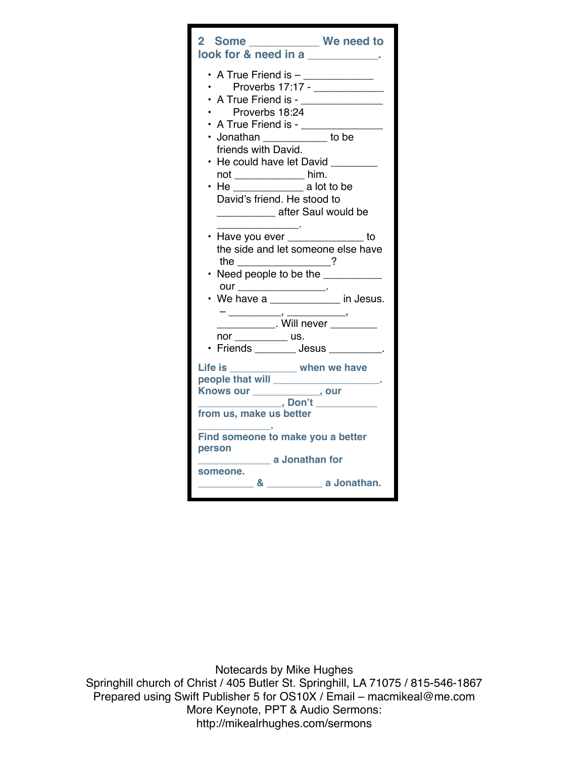## 2 Some ___________ We need to look for & need in a ___________.

- A True Friend is – ____________
- Proverbs 17:17 - ____________
- A True Friend is - ______________
- Proverbs 18:24
- A True Friend is - ______________
- Jonathan ___________ to be friends with David.
- He could have let David ________ not ____________ him.
- He ____________ a lot to be David's friend. He stood to __________ after Saul would be ______________.
- Have you ever _____________ to the side and let someone else have the ________________?
- Need people to be the __________ our _______________.
- We have a ____________ in Jesus. – _________, __________, __________. Will never ________ nor _________ us.
- Friends _______ Jesus _________.

**Life is ____________ when we have people that will __________________. Knows our ___________, our ______________, Don't ___________ from us, make us better _____________.**

**Find someone to make you a better person**

**_____________ a Jonathan for someone.**

**__________ & __________ a Jonathan.**

Notecards by Mike Hughes
Springhill church of Christ / 405 Butler St. Springhill, LA 71075 / 815-546-1867
Prepared using Swift Publisher 5 for OS10X / Email – macmikeal@me.com
More Keynote, PPT & Audio Sermons:
http://mikealrhughes.com/sermons